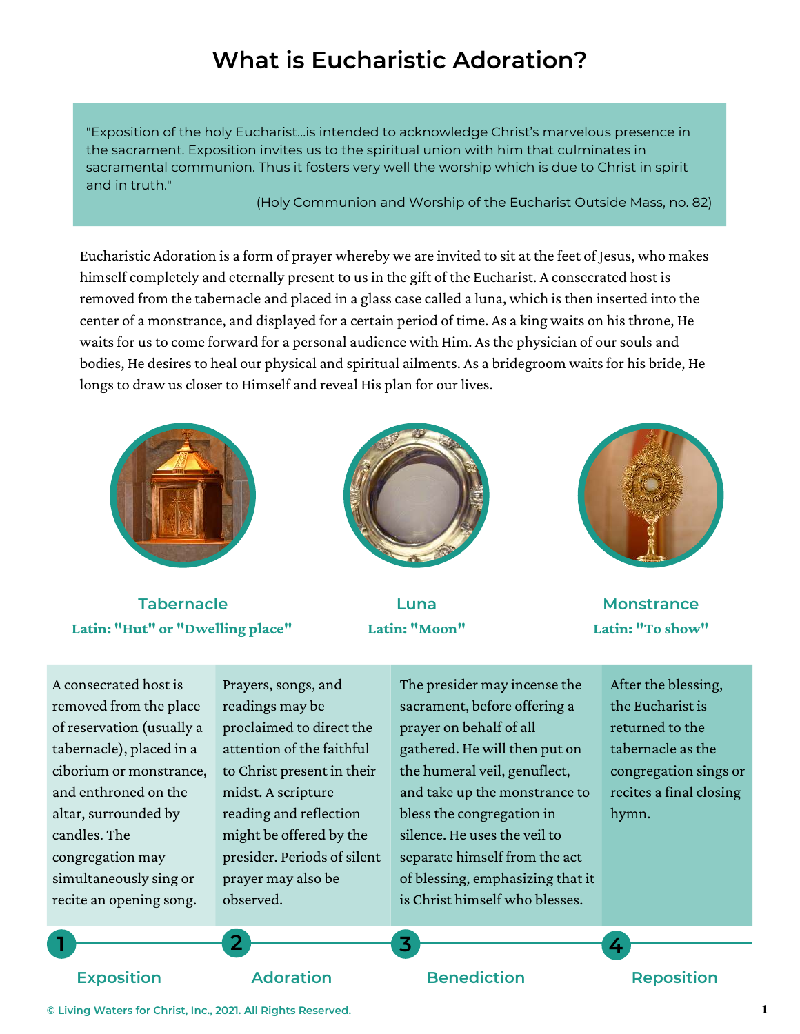# What is Eucharistic Adoration?

> "Exposition of the holy Eucharist...is intended to acknowledge Christ's marvelous presence in the sacrament. Exposition invites us to the spiritual union with him that culminates in sacramental communion. Thus it fosters very well the worship which is due to Christ in spirit and in truth."
>
> (Holy Communion and Worship of the Eucharist Outside Mass, no. 82)

Eucharistic Adoration is a form of prayer whereby we are invited to sit at the feet of Jesus, who makes himself completely and eternally present to us in the gift of the Eucharist. A consecrated host is removed from the tabernacle and placed in a glass case called a luna, which is then inserted into the center of a monstrance, and displayed for a certain period of time. As a king waits on his throne, He waits for us to come forward for a personal audience with Him. As the physician of our souls and bodies, He desires to heal our physical and spiritual ailments. As a bridegroom waits for his bride, He longs to draw us closer to Himself and reveal His plan for our lives.

**Tabernacle**
**Latin: "Hut" or "Dwelling place"**

**Luna**
**Latin: "Moon"**

**Monstrance**
**Latin: "To show"**

**1. Exposition**

A consecrated host is removed from the place of reservation (usually a tabernacle), placed in a ciborium or monstrance, and enthroned on the altar, surrounded by candles. The congregation may simultaneously sing or recite an opening song.

**2. Adoration**

Prayers, songs, and readings may be proclaimed to direct the attention of the faithful to Christ present in their midst. A scripture reading and reflection might be offered by the presider. Periods of silent prayer may also be observed.

**3. Benediction**

The presider may incense the sacrament, before offering a prayer on behalf of all gathered. He will then put on the humeral veil, genuflect, and take up the monstrance to bless the congregation in silence. He uses the veil to separate himself from the act of blessing, emphasizing that it is Christ himself who blesses.

**4. Reposition**

After the blessing, the Eucharist is returned to the tabernacle as the congregation sings or recites a final closing hymn.

© Living Waters for Christ, Inc., 2021. All Rights Reserved.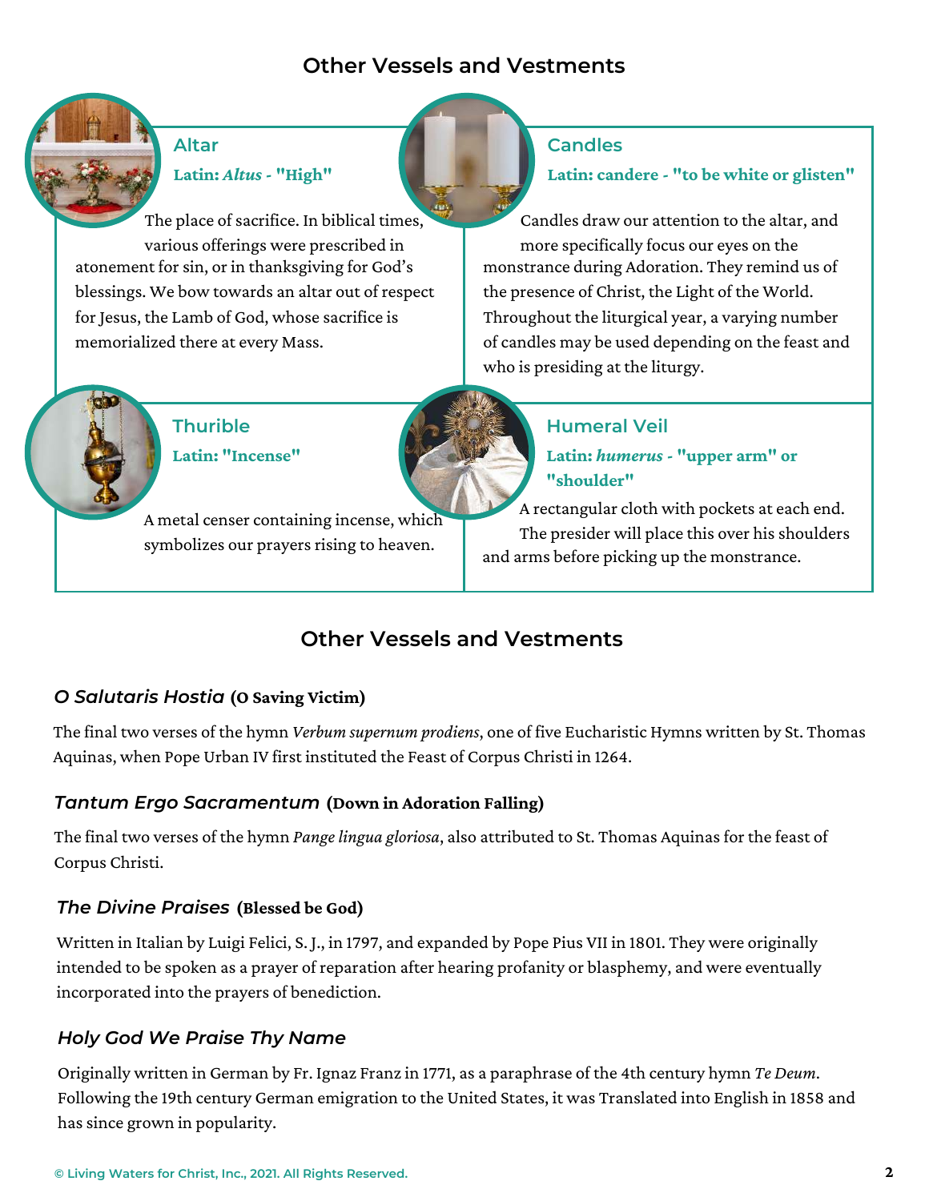## Other Vessels and Vestments

### Altar

**Latin: *Altus* - "High"**

The place of sacrifice. In biblical times, various offerings were prescribed in atonement for sin, or in thanksgiving for God's blessings. We bow towards an altar out of respect for Jesus, the Lamb of God, whose sacrifice is memorialized there at every Mass.

### Candles

**Latin: candere - "to be white or glisten"**

Candles draw our attention to the altar, and more specifically focus our eyes on the monstrance during Adoration. They remind us of the presence of Christ, the Light of the World. Throughout the liturgical year, a varying number of candles may be used depending on the feast and who is presiding at the liturgy.

### Thurible

**Latin: "Incense"**

A metal censer containing incense, which symbolizes our prayers rising to heaven.

### Humeral Veil

**Latin: *humerus* - "upper arm" or "shoulder"**

A rectangular cloth with pockets at each end. The presider will place this over his shoulders and arms before picking up the monstrance.

## Other Vessels and Vestments

### *O Salutaris Hostia* (O Saving Victim)

The final two verses of the hymn *Verbum supernum prodiens*, one of five Eucharistic Hymns written by St. Thomas Aquinas, when Pope Urban IV first instituted the Feast of Corpus Christi in 1264.

### *Tantum Ergo Sacramentum* (Down in Adoration Falling)

The final two verses of the hymn *Pange lingua gloriosa*, also attributed to St. Thomas Aquinas for the feast of Corpus Christi.

### *The Divine Praises* (Blessed be God)

Written in Italian by Luigi Felici, S. J., in 1797, and expanded by Pope Pius VII in 1801. They were originally intended to be spoken as a prayer of reparation after hearing profanity or blasphemy, and were eventually incorporated into the prayers of benediction.

### *Holy God We Praise Thy Name*

Originally written in German by Fr. Ignaz Franz in 1771, as a paraphrase of the 4th century hymn *Te Deum*. Following the 19th century German emigration to the United States, it was Translated into English in 1858 and has since grown in popularity.

© Living Waters for Christ, Inc., 2021. All Rights Reserved.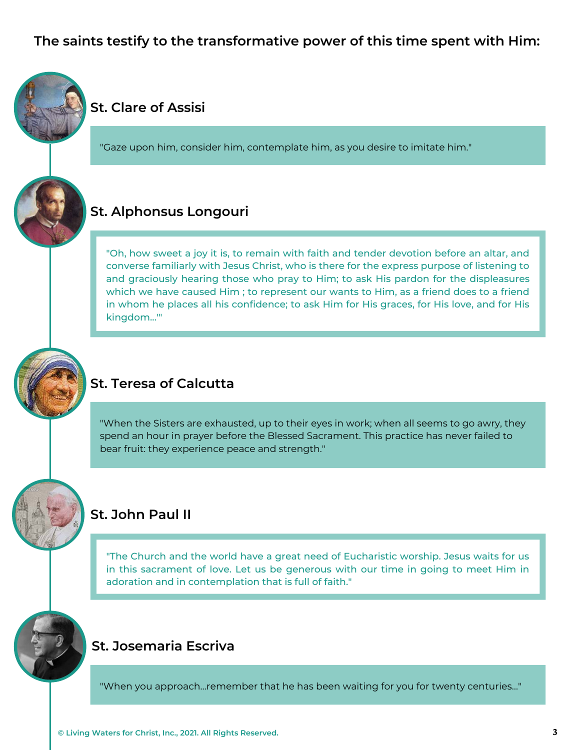**The saints testify to the transformative power of this time spent with Him:**

### St. Clare of Assisi

"Gaze upon him, consider him, contemplate him, as you desire to imitate him."

### St. Alphonsus Longouri

"Oh, how sweet a joy it is, to remain with faith and tender devotion before an altar, and converse familiarly with Jesus Christ, who is there for the express purpose of listening to and graciously hearing those who pray to Him; to ask His pardon for the displeasures which we have caused Him ; to represent our wants to Him, as a friend does to a friend in whom he places all his confidence; to ask Him for His graces, for His love, and for His kingdom...'"

### St. Teresa of Calcutta

"When the Sisters are exhausted, up to their eyes in work; when all seems to go awry, they spend an hour in prayer before the Blessed Sacrament. This practice has never failed to bear fruit: they experience peace and strength."

### St. John Paul II

"The Church and the world have a great need of Eucharistic worship. Jesus waits for us in this sacrament of love. Let us be generous with our time in going to meet Him in adoration and in contemplation that is full of faith."

### St. Josemaria Escriva

"When you approach...remember that he has been waiting for you for twenty centuries..."

© Living Waters for Christ, Inc., 2021. All Rights Reserved.